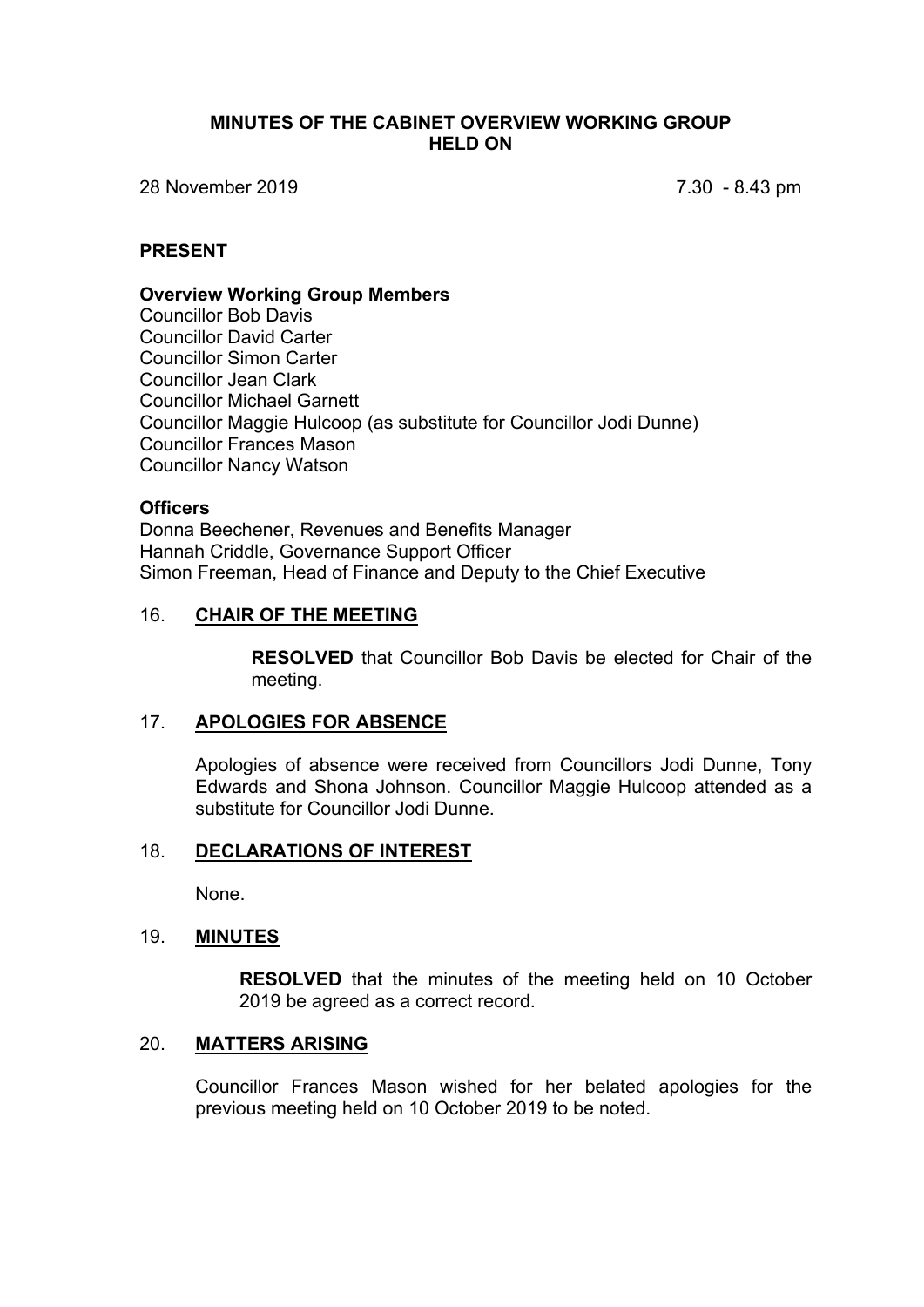# MINUTES OF THE CABINET OVERVIEW WORKING GROUP HELD ON

28 November 2019 7.30 - 8.43 pm

## PRESENT

### Overview Working Group Members

Councillor Bob Davis
Councillor David Carter
Councillor Simon Carter
Councillor Jean Clark
Councillor Michael Garnett
Councillor Maggie Hulcoop (as substitute for Councillor Jodi Dunne)
Councillor Frances Mason
Councillor Nancy Watson

### Officers

Donna Beechener, Revenues and Benefits Manager
Hannah Criddle, Governance Support Officer
Simon Freeman, Head of Finance and Deputy to the Chief Executive

## 16. CHAIR OF THE MEETING

**RESOLVED** that Councillor Bob Davis be elected for Chair of the meeting.

## 17. APOLOGIES FOR ABSENCE

Apologies of absence were received from Councillors Jodi Dunne, Tony Edwards and Shona Johnson. Councillor Maggie Hulcoop attended as a substitute for Councillor Jodi Dunne.

## 18. DECLARATIONS OF INTEREST

None.

## 19. MINUTES

**RESOLVED** that the minutes of the meeting held on 10 October 2019 be agreed as a correct record.

## 20. MATTERS ARISING

Councillor Frances Mason wished for her belated apologies for the previous meeting held on 10 October 2019 to be noted.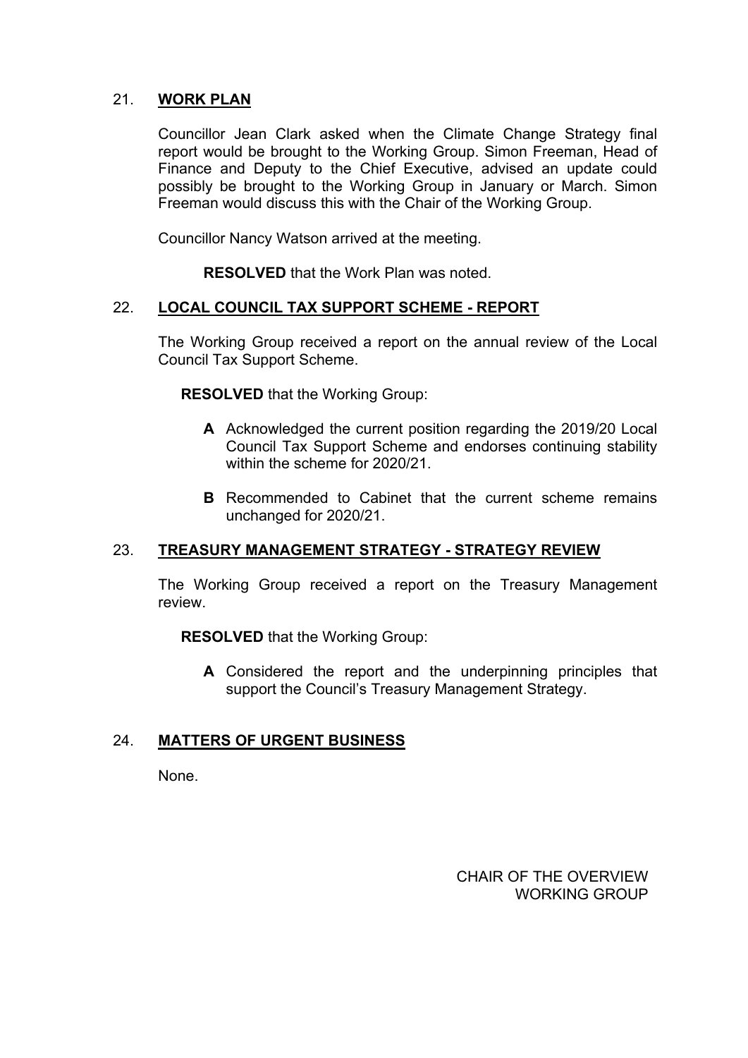## 21. **WORK PLAN**

Councillor Jean Clark asked when the Climate Change Strategy final report would be brought to the Working Group. Simon Freeman, Head of Finance and Deputy to the Chief Executive, advised an update could possibly be brought to the Working Group in January or March. Simon Freeman would discuss this with the Chair of the Working Group.

Councillor Nancy Watson arrived at the meeting.

**RESOLVED** that the Work Plan was noted.

## 22. **LOCAL COUNCIL TAX SUPPORT SCHEME - REPORT**

The Working Group received a report on the annual review of the Local Council Tax Support Scheme.

**RESOLVED** that the Working Group:

- **A** Acknowledged the current position regarding the 2019/20 Local Council Tax Support Scheme and endorses continuing stability within the scheme for 2020/21.
- **B** Recommended to Cabinet that the current scheme remains unchanged for 2020/21.

## 23. **TREASURY MANAGEMENT STRATEGY - STRATEGY REVIEW**

The Working Group received a report on the Treasury Management review.

**RESOLVED** that the Working Group:

- **A** Considered the report and the underpinning principles that support the Council's Treasury Management Strategy.

## 24. **MATTERS OF URGENT BUSINESS**

None.

CHAIR OF THE OVERVIEW WORKING GROUP